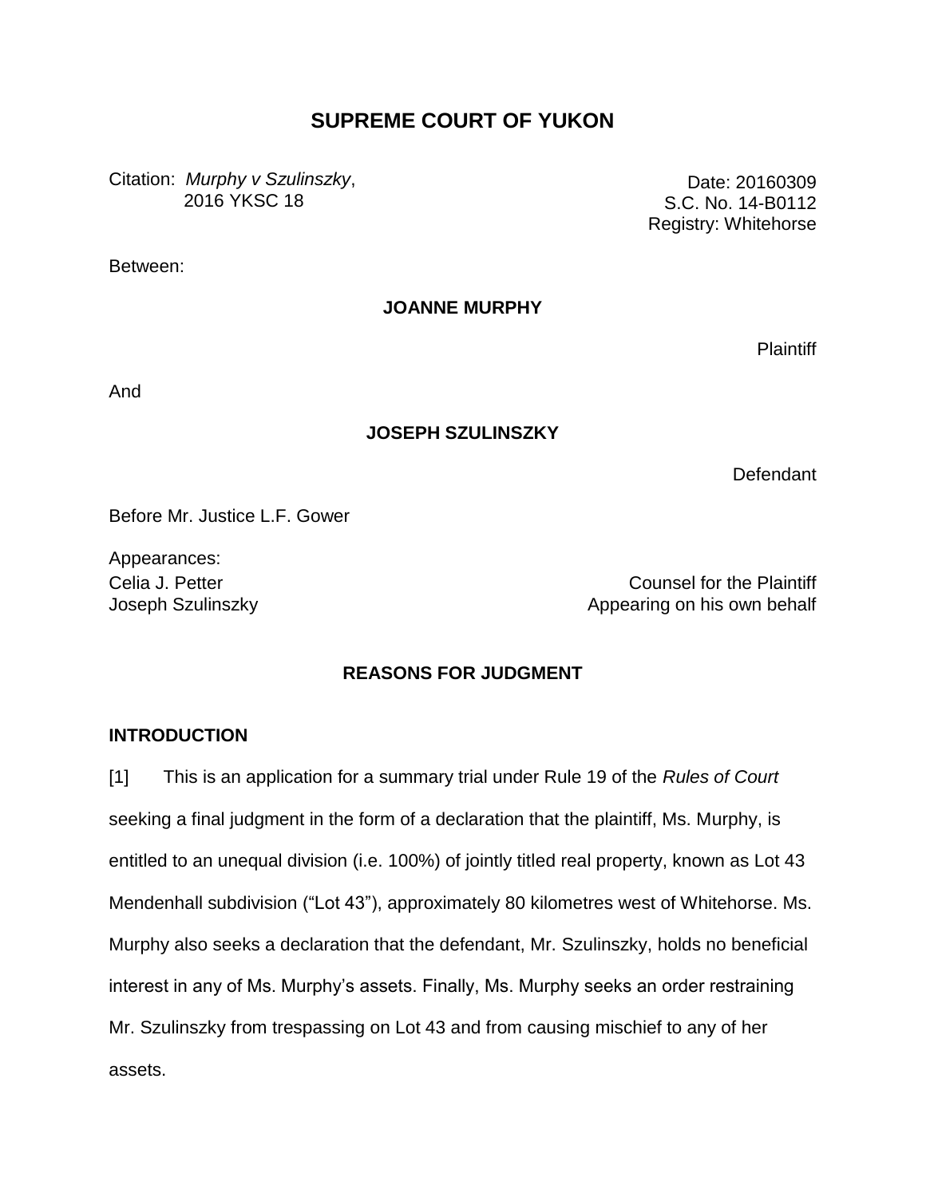# SUPREME COURT OF YUKON

Citation: *Murphy v Szulinszky*, 2016 YKSC 18

Date: 20160309
S.C. No. 14-B0112
Registry: Whitehorse

Between:

**JOANNE MURPHY**

Plaintiff

And

**JOSEPH SZULINSZKY**

Defendant

Before Mr. Justice L.F. Gower

Appearances:

| | |
|---|---|
| Celia J. Petter | Counsel for the Plaintiff |
| Joseph Szulinszky | Appearing on his own behalf |

## REASONS FOR JUDGMENT

### INTRODUCTION

[1] This is an application for a summary trial under Rule 19 of the *Rules of Court* seeking a final judgment in the form of a declaration that the plaintiff, Ms. Murphy, is entitled to an unequal division (i.e. 100%) of jointly titled real property, known as Lot 43 Mendenhall subdivision ("Lot 43"), approximately 80 kilometres west of Whitehorse. Ms. Murphy also seeks a declaration that the defendant, Mr. Szulinszky, holds no beneficial interest in any of Ms. Murphy's assets. Finally, Ms. Murphy seeks an order restraining Mr. Szulinszky from trespassing on Lot 43 and from causing mischief to any of her assets.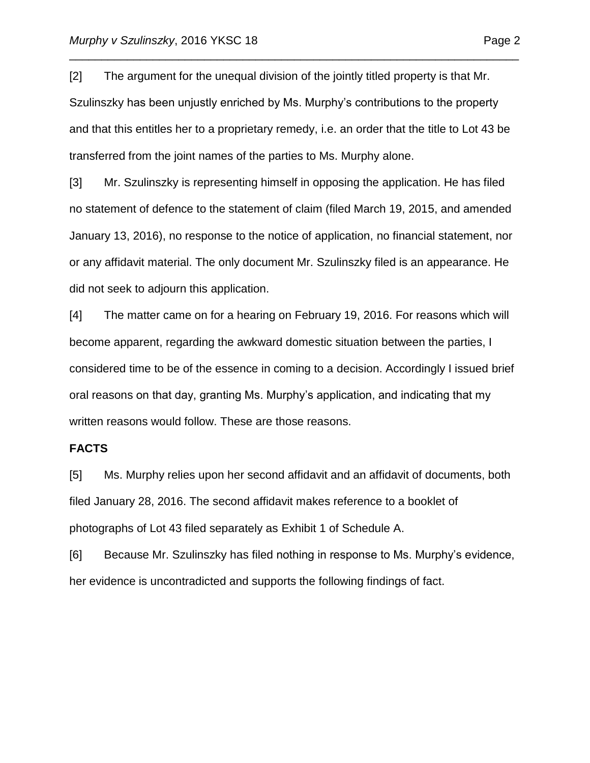[2] The argument for the unequal division of the jointly titled property is that Mr. Szulinszky has been unjustly enriched by Ms. Murphy's contributions to the property and that this entitles her to a proprietary remedy, i.e. an order that the title to Lot 43 be transferred from the joint names of the parties to Ms. Murphy alone.

[3] Mr. Szulinszky is representing himself in opposing the application. He has filed no statement of defence to the statement of claim (filed March 19, 2015, and amended January 13, 2016), no response to the notice of application, no financial statement, nor or any affidavit material. The only document Mr. Szulinszky filed is an appearance. He did not seek to adjourn this application.

[4] The matter came on for a hearing on February 19, 2016. For reasons which will become apparent, regarding the awkward domestic situation between the parties, I considered time to be of the essence in coming to a decision. Accordingly I issued brief oral reasons on that day, granting Ms. Murphy's application, and indicating that my written reasons would follow. These are those reasons.

## FACTS

[5] Ms. Murphy relies upon her second affidavit and an affidavit of documents, both filed January 28, 2016. The second affidavit makes reference to a booklet of photographs of Lot 43 filed separately as Exhibit 1 of Schedule A.

[6] Because Mr. Szulinszky has filed nothing in response to Ms. Murphy's evidence, her evidence is uncontradicted and supports the following findings of fact.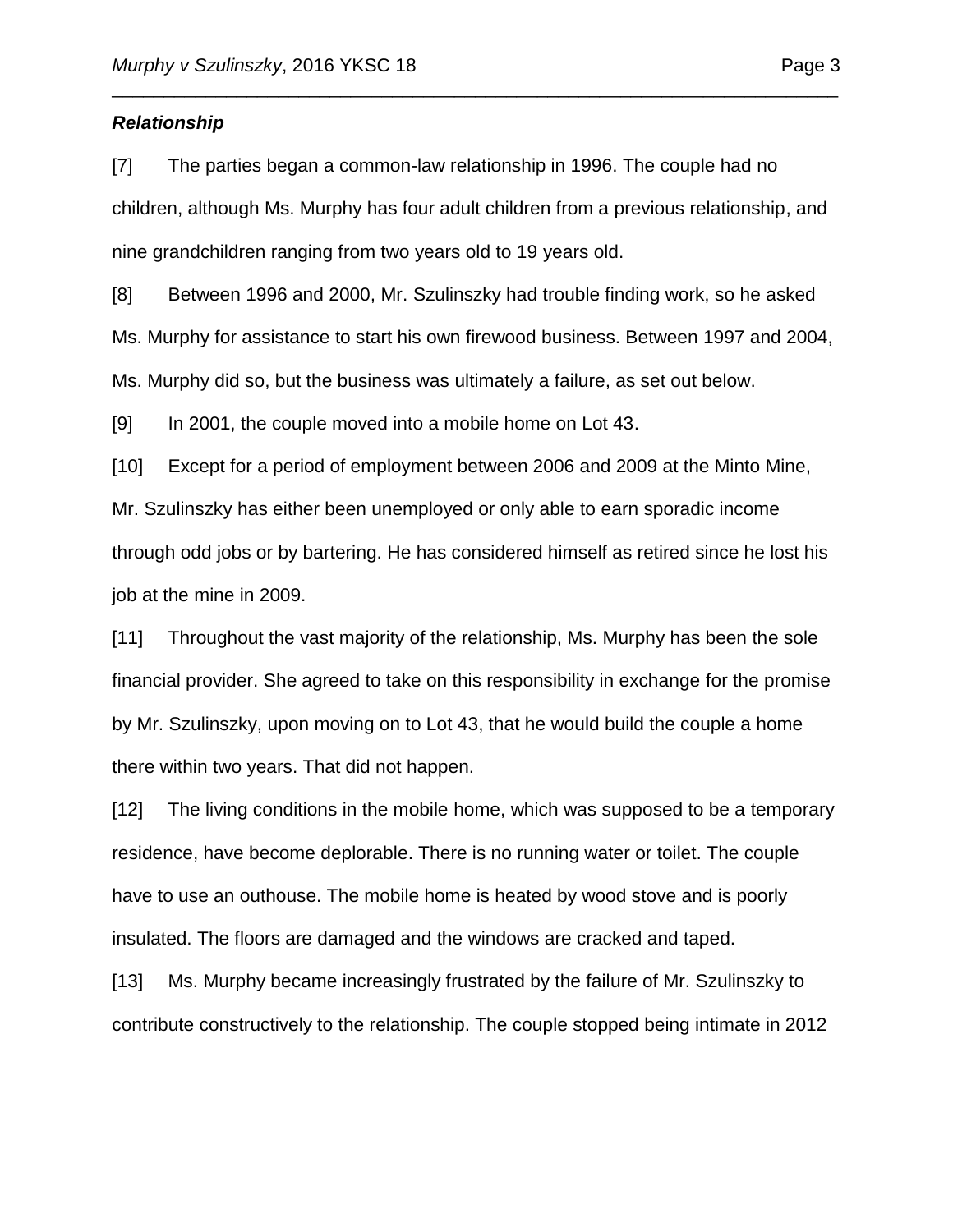***Relationship***

[7] The parties began a common-law relationship in 1996. The couple had no children, although Ms. Murphy has four adult children from a previous relationship, and nine grandchildren ranging from two years old to 19 years old.

[8] Between 1996 and 2000, Mr. Szulinszky had trouble finding work, so he asked Ms. Murphy for assistance to start his own firewood business. Between 1997 and 2004, Ms. Murphy did so, but the business was ultimately a failure, as set out below.

[9] In 2001, the couple moved into a mobile home on Lot 43.

[10] Except for a period of employment between 2006 and 2009 at the Minto Mine, Mr. Szulinszky has either been unemployed or only able to earn sporadic income through odd jobs or by bartering. He has considered himself as retired since he lost his job at the mine in 2009.

[11] Throughout the vast majority of the relationship, Ms. Murphy has been the sole financial provider. She agreed to take on this responsibility in exchange for the promise by Mr. Szulinszky, upon moving on to Lot 43, that he would build the couple a home there within two years. That did not happen.

[12] The living conditions in the mobile home, which was supposed to be a temporary residence, have become deplorable. There is no running water or toilet. The couple have to use an outhouse. The mobile home is heated by wood stove and is poorly insulated. The floors are damaged and the windows are cracked and taped.

[13] Ms. Murphy became increasingly frustrated by the failure of Mr. Szulinszky to contribute constructively to the relationship. The couple stopped being intimate in 2012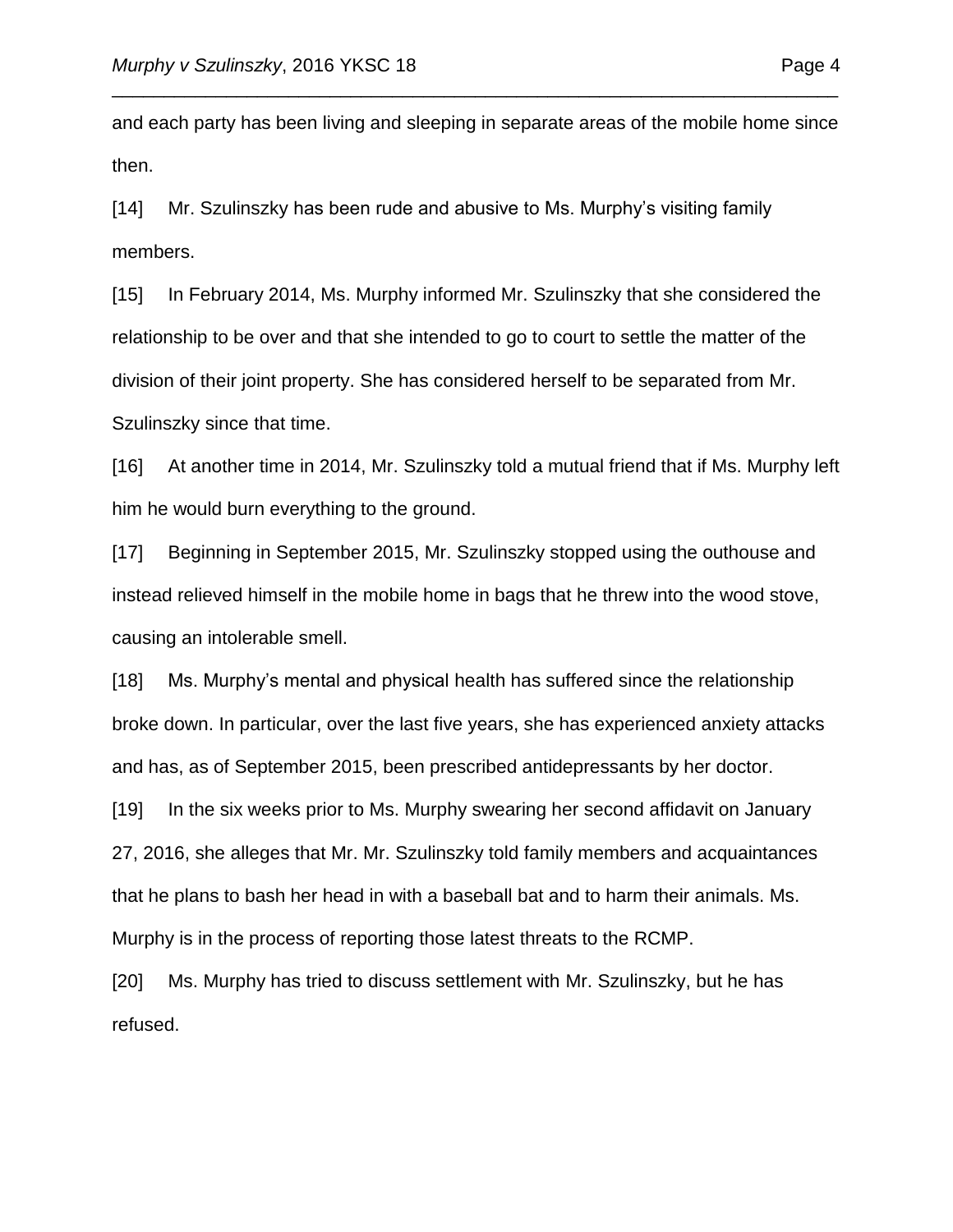and each party has been living and sleeping in separate areas of the mobile home since then.

[14] Mr. Szulinszky has been rude and abusive to Ms. Murphy's visiting family members.

[15] In February 2014, Ms. Murphy informed Mr. Szulinszky that she considered the relationship to be over and that she intended to go to court to settle the matter of the division of their joint property. She has considered herself to be separated from Mr. Szulinszky since that time.

[16] At another time in 2014, Mr. Szulinszky told a mutual friend that if Ms. Murphy left him he would burn everything to the ground.

[17] Beginning in September 2015, Mr. Szulinszky stopped using the outhouse and instead relieved himself in the mobile home in bags that he threw into the wood stove, causing an intolerable smell.

[18] Ms. Murphy's mental and physical health has suffered since the relationship broke down. In particular, over the last five years, she has experienced anxiety attacks and has, as of September 2015, been prescribed antidepressants by her doctor.

[19] In the six weeks prior to Ms. Murphy swearing her second affidavit on January 27, 2016, she alleges that Mr. Mr. Szulinszky told family members and acquaintances that he plans to bash her head in with a baseball bat and to harm their animals. Ms. Murphy is in the process of reporting those latest threats to the RCMP.

[20] Ms. Murphy has tried to discuss settlement with Mr. Szulinszky, but he has refused.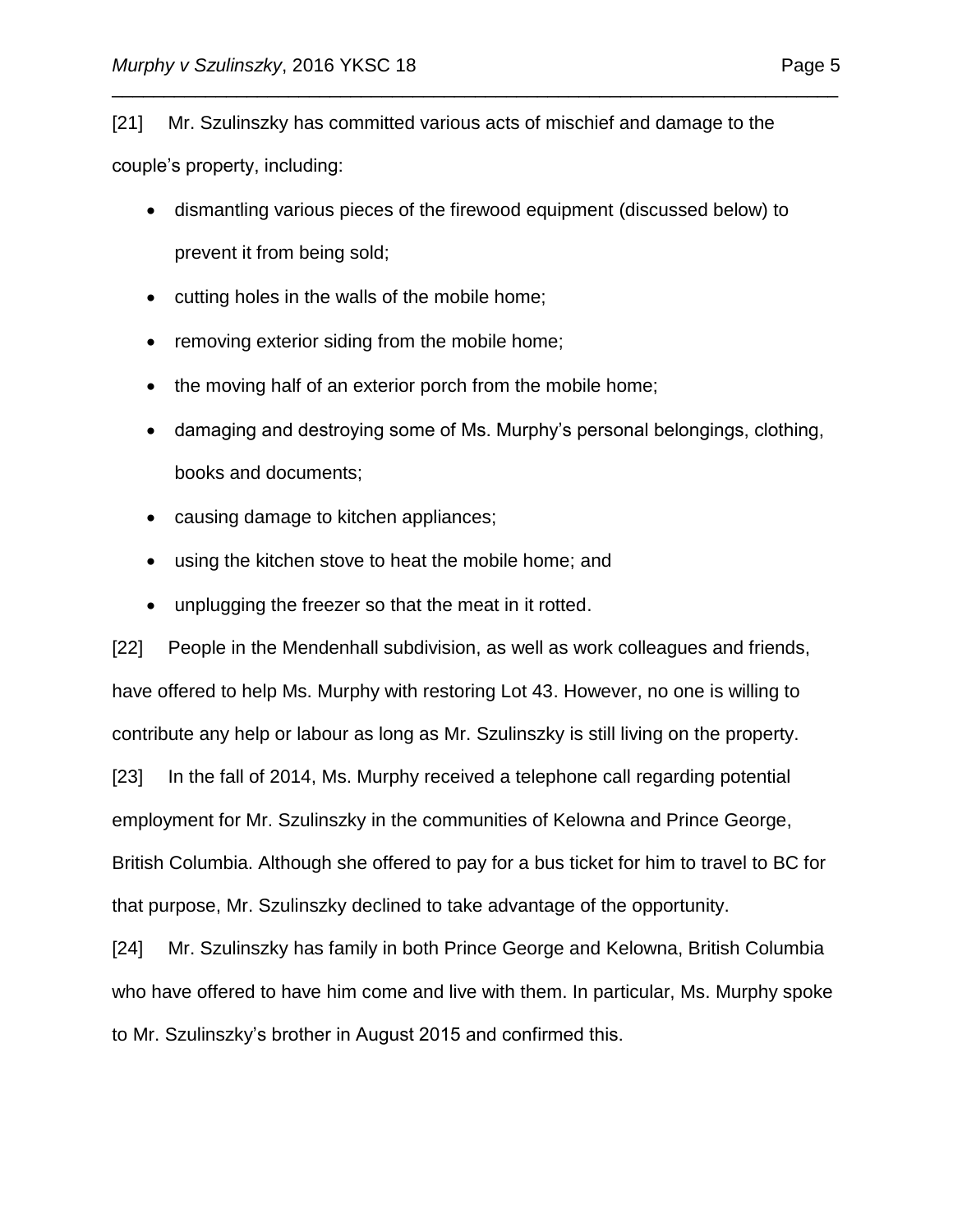[21] Mr. Szulinszky has committed various acts of mischief and damage to the couple's property, including:

- dismantling various pieces of the firewood equipment (discussed below) to prevent it from being sold;
- cutting holes in the walls of the mobile home;
- removing exterior siding from the mobile home;
- the moving half of an exterior porch from the mobile home;
- damaging and destroying some of Ms. Murphy's personal belongings, clothing, books and documents;
- causing damage to kitchen appliances;
- using the kitchen stove to heat the mobile home; and
- unplugging the freezer so that the meat in it rotted.

[22] People in the Mendenhall subdivision, as well as work colleagues and friends, have offered to help Ms. Murphy with restoring Lot 43. However, no one is willing to contribute any help or labour as long as Mr. Szulinszky is still living on the property.

[23] In the fall of 2014, Ms. Murphy received a telephone call regarding potential employment for Mr. Szulinszky in the communities of Kelowna and Prince George, British Columbia. Although she offered to pay for a bus ticket for him to travel to BC for that purpose, Mr. Szulinszky declined to take advantage of the opportunity.

[24] Mr. Szulinszky has family in both Prince George and Kelowna, British Columbia who have offered to have him come and live with them. In particular, Ms. Murphy spoke to Mr. Szulinszky's brother in August 2015 and confirmed this.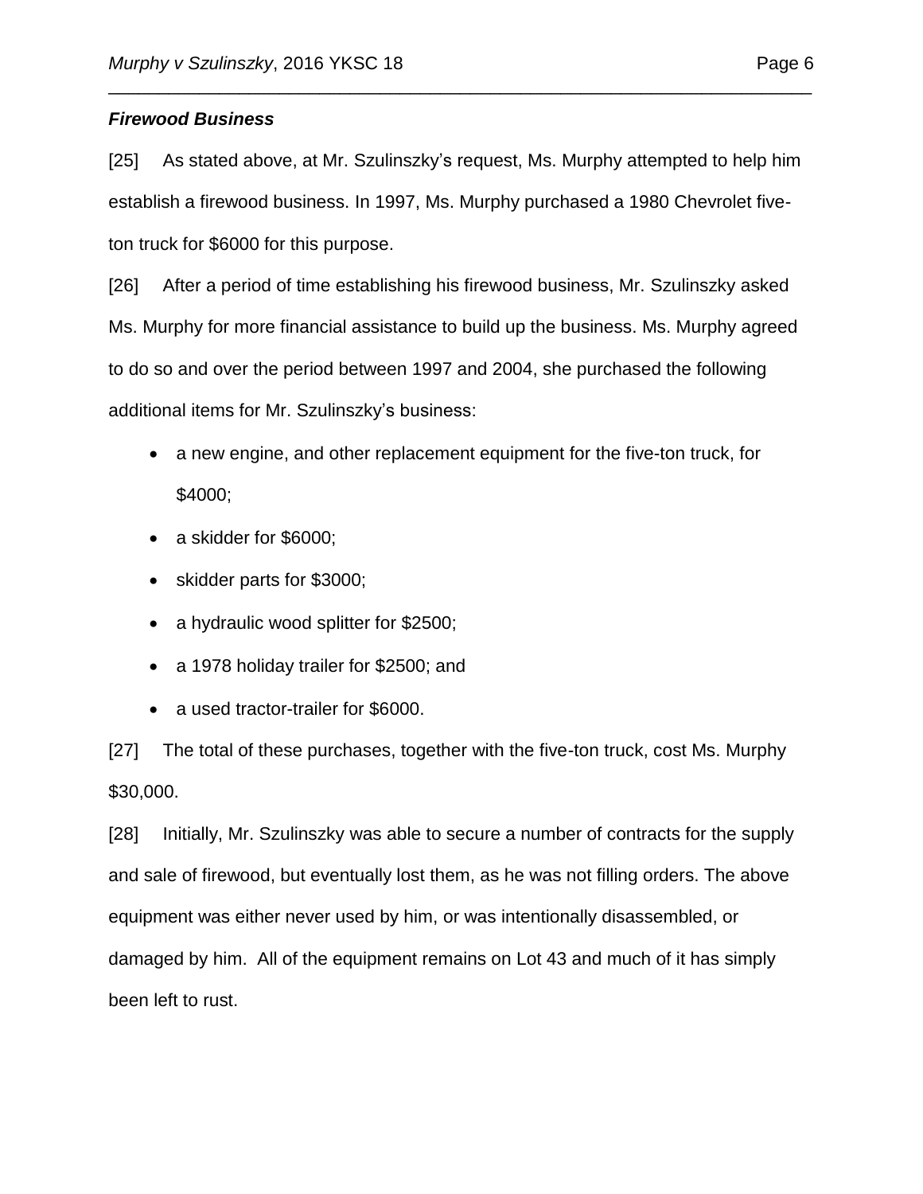***Firewood Business***

[25] As stated above, at Mr. Szulinszky's request, Ms. Murphy attempted to help him establish a firewood business. In 1997, Ms. Murphy purchased a 1980 Chevrolet five-ton truck for $6000 for this purpose.

[26] After a period of time establishing his firewood business, Mr. Szulinszky asked Ms. Murphy for more financial assistance to build up the business. Ms. Murphy agreed to do so and over the period between 1997 and 2004, she purchased the following additional items for Mr. Szulinszky's business:

- a new engine, and other replacement equipment for the five-ton truck, for $4000;
- a skidder for $6000;
- skidder parts for $3000;
- a hydraulic wood splitter for $2500;
- a 1978 holiday trailer for $2500; and
- a used tractor-trailer for $6000.

[27] The total of these purchases, together with the five-ton truck, cost Ms. Murphy $30,000.

[28] Initially, Mr. Szulinszky was able to secure a number of contracts for the supply and sale of firewood, but eventually lost them, as he was not filling orders. The above equipment was either never used by him, or was intentionally disassembled, or damaged by him. All of the equipment remains on Lot 43 and much of it has simply been left to rust.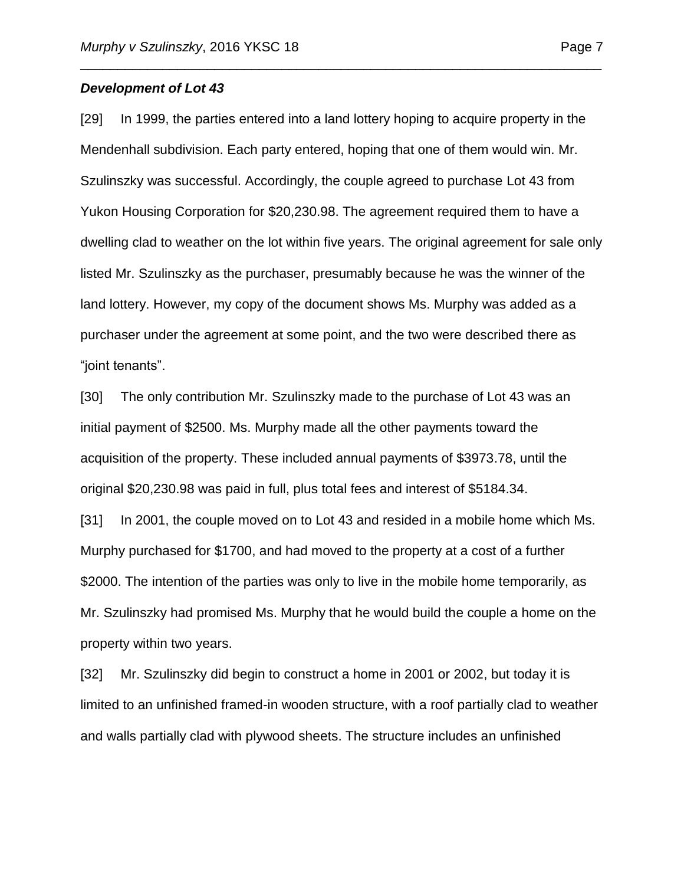### ***Development of Lot 43***

[29] In 1999, the parties entered into a land lottery hoping to acquire property in the Mendenhall subdivision. Each party entered, hoping that one of them would win. Mr. Szulinszky was successful. Accordingly, the couple agreed to purchase Lot 43 from Yukon Housing Corporation for $20,230.98. The agreement required them to have a dwelling clad to weather on the lot within five years. The original agreement for sale only listed Mr. Szulinszky as the purchaser, presumably because he was the winner of the land lottery. However, my copy of the document shows Ms. Murphy was added as a purchaser under the agreement at some point, and the two were described there as "joint tenants".

[30] The only contribution Mr. Szulinszky made to the purchase of Lot 43 was an initial payment of $2500. Ms. Murphy made all the other payments toward the acquisition of the property. These included annual payments of $3973.78, until the original $20,230.98 was paid in full, plus total fees and interest of $5184.34.

[31] In 2001, the couple moved on to Lot 43 and resided in a mobile home which Ms. Murphy purchased for $1700, and had moved to the property at a cost of a further $2000. The intention of the parties was only to live in the mobile home temporarily, as Mr. Szulinszky had promised Ms. Murphy that he would build the couple a home on the property within two years.

[32] Mr. Szulinszky did begin to construct a home in 2001 or 2002, but today it is limited to an unfinished framed-in wooden structure, with a roof partially clad to weather and walls partially clad with plywood sheets. The structure includes an unfinished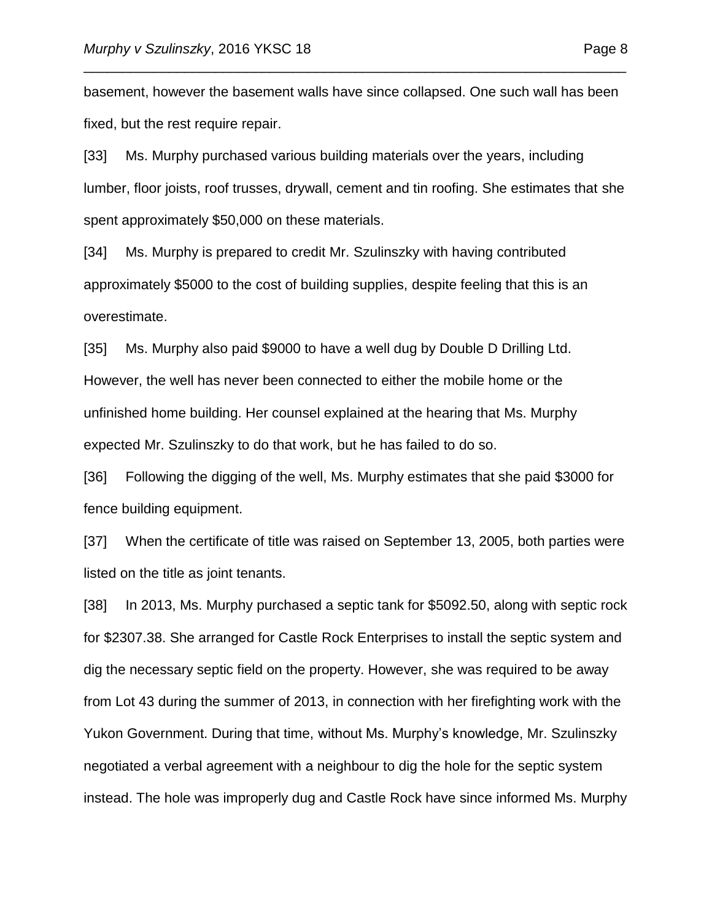basement, however the basement walls have since collapsed. One such wall has been fixed, but the rest require repair.

[33] Ms. Murphy purchased various building materials over the years, including lumber, floor joists, roof trusses, drywall, cement and tin roofing. She estimates that she spent approximately $50,000 on these materials.

[34] Ms. Murphy is prepared to credit Mr. Szulinszky with having contributed approximately $5000 to the cost of building supplies, despite feeling that this is an overestimate.

[35] Ms. Murphy also paid $9000 to have a well dug by Double D Drilling Ltd. However, the well has never been connected to either the mobile home or the unfinished home building. Her counsel explained at the hearing that Ms. Murphy expected Mr. Szulinszky to do that work, but he has failed to do so.

[36] Following the digging of the well, Ms. Murphy estimates that she paid $3000 for fence building equipment.

[37] When the certificate of title was raised on September 13, 2005, both parties were listed on the title as joint tenants.

[38] In 2013, Ms. Murphy purchased a septic tank for $5092.50, along with septic rock for $2307.38. She arranged for Castle Rock Enterprises to install the septic system and dig the necessary septic field on the property. However, she was required to be away from Lot 43 during the summer of 2013, in connection with her firefighting work with the Yukon Government. During that time, without Ms. Murphy's knowledge, Mr. Szulinszky negotiated a verbal agreement with a neighbour to dig the hole for the septic system instead. The hole was improperly dug and Castle Rock have since informed Ms. Murphy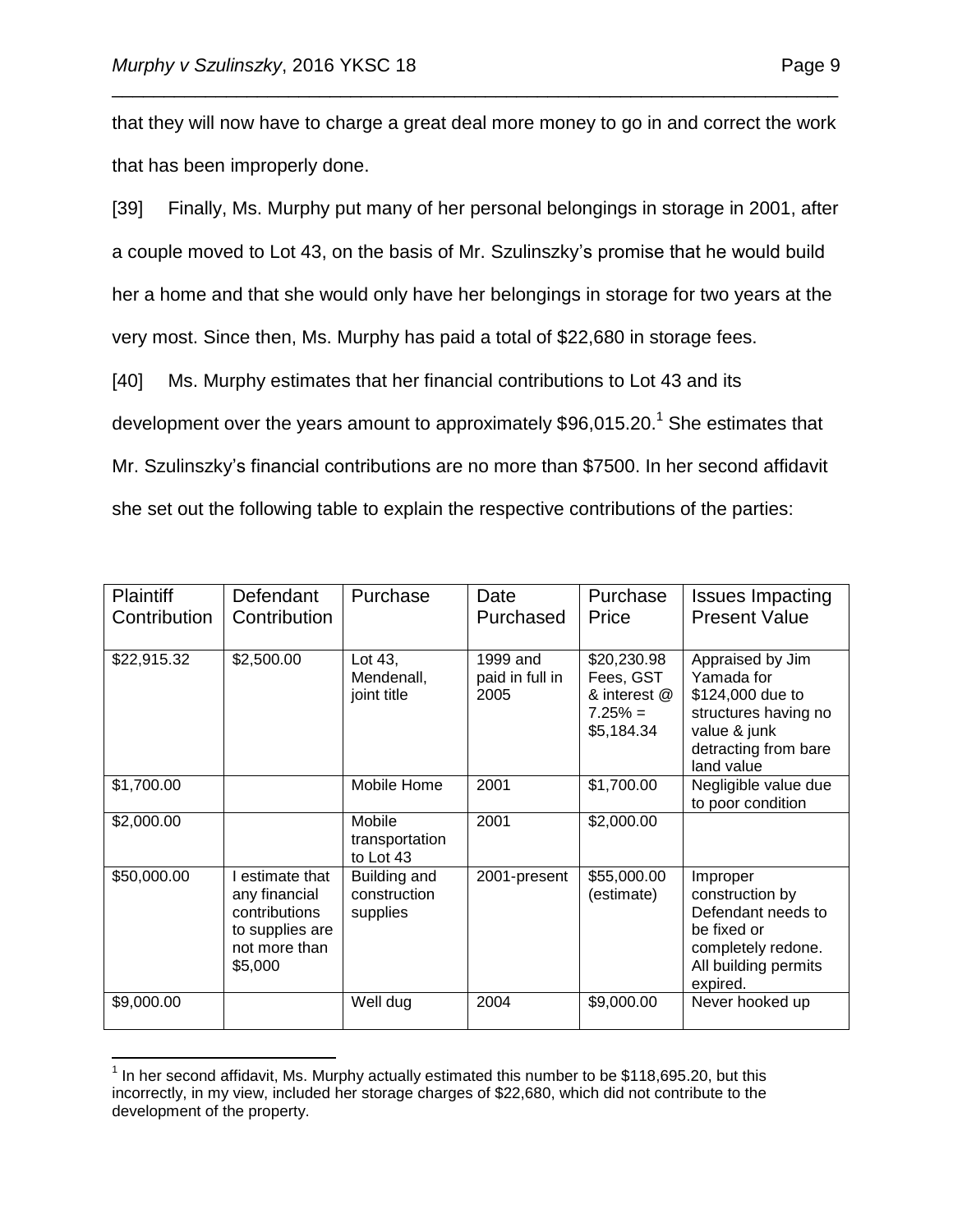that they will now have to charge a great deal more money to go in and correct the work that has been improperly done.

[39] Finally, Ms. Murphy put many of her personal belongings in storage in 2001, after a couple moved to Lot 43, on the basis of Mr. Szulinszky's promise that he would build her a home and that she would only have her belongings in storage for two years at the very most. Since then, Ms. Murphy has paid a total of $22,680 in storage fees.

[40] Ms. Murphy estimates that her financial contributions to Lot 43 and its development over the years amount to approximately $96,015.20.[1] She estimates that Mr. Szulinszky's financial contributions are no more than $7500. In her second affidavit she set out the following table to explain the respective contributions of the parties:

| Plaintiff Contribution | Defendant Contribution | Purchase | Date Purchased | Purchase Price | Issues Impacting Present Value |
|---|---|---|---|---|---|
| $22,915.32 | $2,500.00 | Lot 43, Mendenall, joint title | 1999 and paid in full in 2005 | $20,230.98 Fees, GST & interest @ 7.25% = $5,184.34 | Appraised by Jim Yamada for $124,000 due to structures having no value & junk detracting from bare land value |
| $1,700.00 | | Mobile Home | 2001 | $1,700.00 | Negligible value due to poor condition |
| $2,000.00 | | Mobile transportation to Lot 43 | 2001 | $2,000.00 | |
| $50,000.00 | I estimate that any financial contributions to supplies are not more than $5,000 | Building and construction supplies | 2001-present | $55,000.00 (estimate) | Improper construction by Defendant needs to be fixed or completely redone. All building permits expired. |
| $9,000.00 | | Well dug | 2004 | $9,000.00 | Never hooked up |

[1] In her second affidavit, Ms. Murphy actually estimated this number to be $118,695.20, but this incorrectly, in my view, included her storage charges of $22,680, which did not contribute to the development of the property.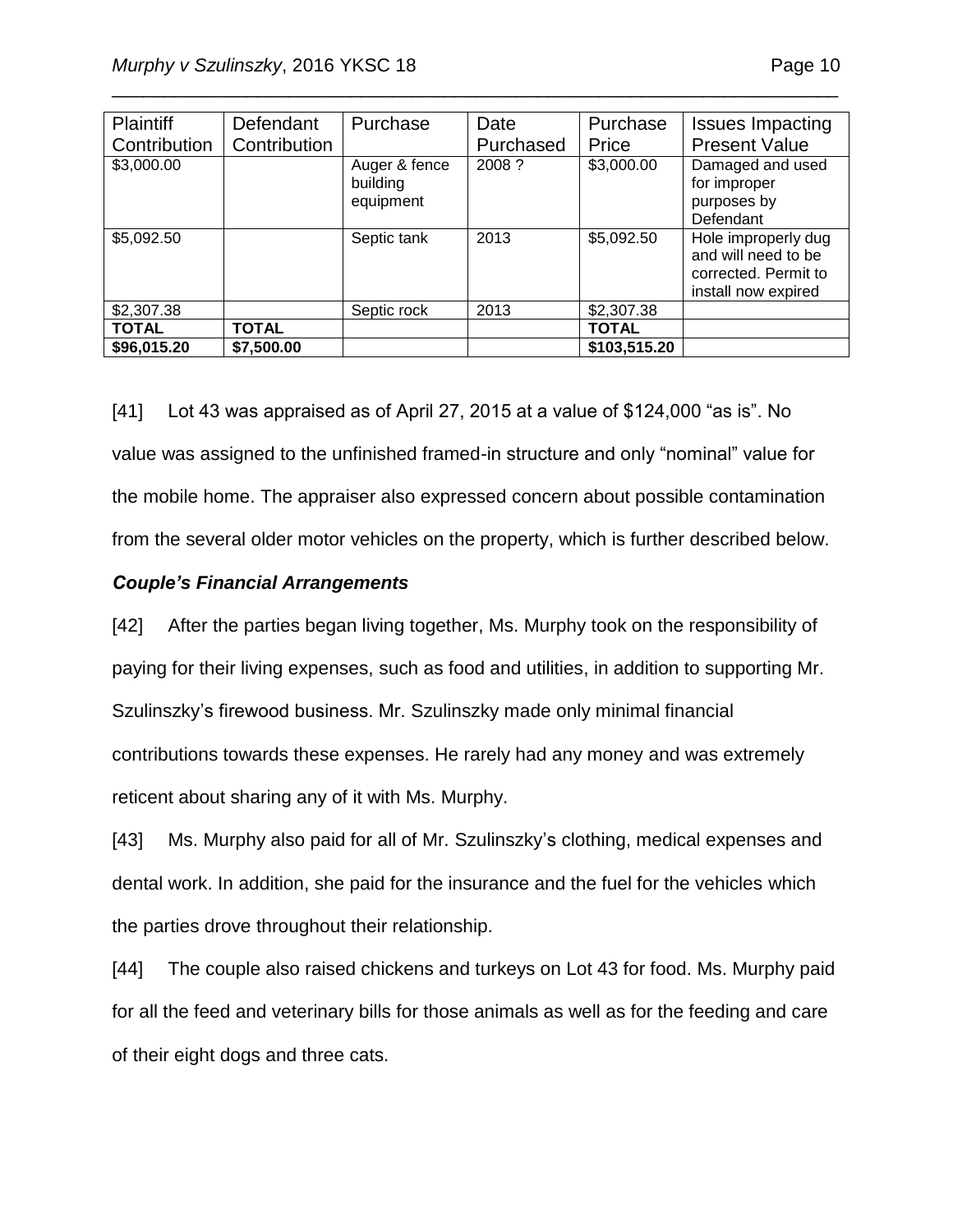| Plaintiff Contribution | Defendant Contribution | Purchase | Date Purchased | Purchase Price | Issues Impacting Present Value |
|---|---|---|---|---|---|
| $3,000.00 | | Auger & fence building equipment | 2008 ? | $3,000.00 | Damaged and used for improper purposes by Defendant |
| $5,092.50 | | Septic tank | 2013 | $5,092.50 | Hole improperly dug and will need to be corrected. Permit to install now expired |
| $2,307.38 | | Septic rock | 2013 | $2,307.38 | |
| **TOTAL** | **TOTAL** | | | **TOTAL** | |
| **$96,015.20** | **$7,500.00** | | | **$103,515.20** | |

[41] Lot 43 was appraised as of April 27, 2015 at a value of $124,000 "as is". No value was assigned to the unfinished framed-in structure and only "nominal" value for the mobile home. The appraiser also expressed concern about possible contamination from the several older motor vehicles on the property, which is further described below.

### *Couple's Financial Arrangements*

[42] After the parties began living together, Ms. Murphy took on the responsibility of paying for their living expenses, such as food and utilities, in addition to supporting Mr. Szulinszky's firewood business. Mr. Szulinszky made only minimal financial contributions towards these expenses. He rarely had any money and was extremely reticent about sharing any of it with Ms. Murphy.

[43] Ms. Murphy also paid for all of Mr. Szulinszky's clothing, medical expenses and dental work. In addition, she paid for the insurance and the fuel for the vehicles which the parties drove throughout their relationship.

[44] The couple also raised chickens and turkeys on Lot 43 for food. Ms. Murphy paid for all the feed and veterinary bills for those animals as well as for the feeding and care of their eight dogs and three cats.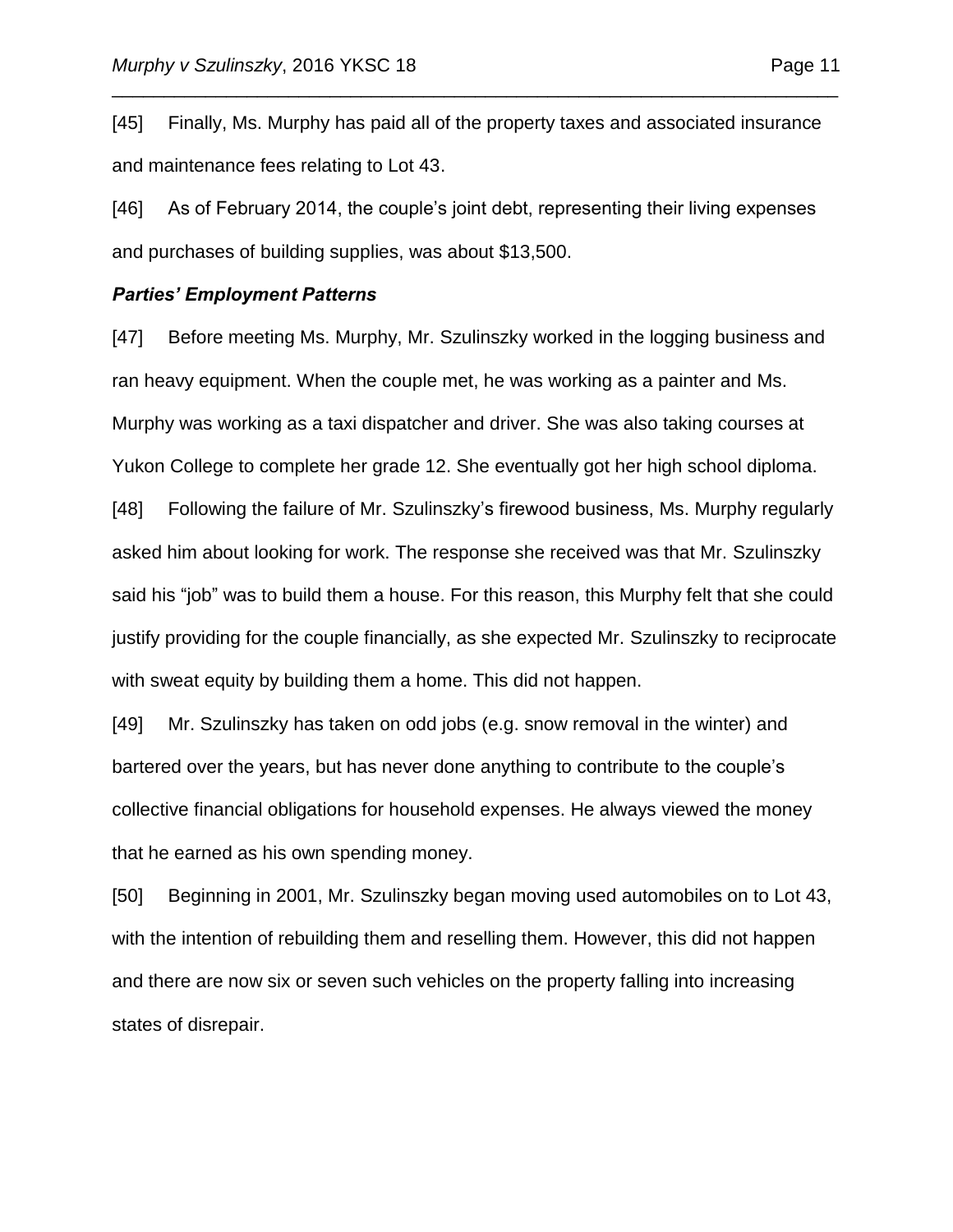[45] Finally, Ms. Murphy has paid all of the property taxes and associated insurance and maintenance fees relating to Lot 43.

[46] As of February 2014, the couple's joint debt, representing their living expenses and purchases of building supplies, was about $13,500.

### *Parties' Employment Patterns*

[47] Before meeting Ms. Murphy, Mr. Szulinszky worked in the logging business and ran heavy equipment. When the couple met, he was working as a painter and Ms. Murphy was working as a taxi dispatcher and driver. She was also taking courses at Yukon College to complete her grade 12. She eventually got her high school diploma.

[48] Following the failure of Mr. Szulinszky's firewood business, Ms. Murphy regularly asked him about looking for work. The response she received was that Mr. Szulinszky said his "job" was to build them a house. For this reason, this Murphy felt that she could justify providing for the couple financially, as she expected Mr. Szulinszky to reciprocate with sweat equity by building them a home. This did not happen.

[49] Mr. Szulinszky has taken on odd jobs (e.g. snow removal in the winter) and bartered over the years, but has never done anything to contribute to the couple's collective financial obligations for household expenses. He always viewed the money that he earned as his own spending money.

[50] Beginning in 2001, Mr. Szulinszky began moving used automobiles on to Lot 43, with the intention of rebuilding them and reselling them. However, this did not happen and there are now six or seven such vehicles on the property falling into increasing states of disrepair.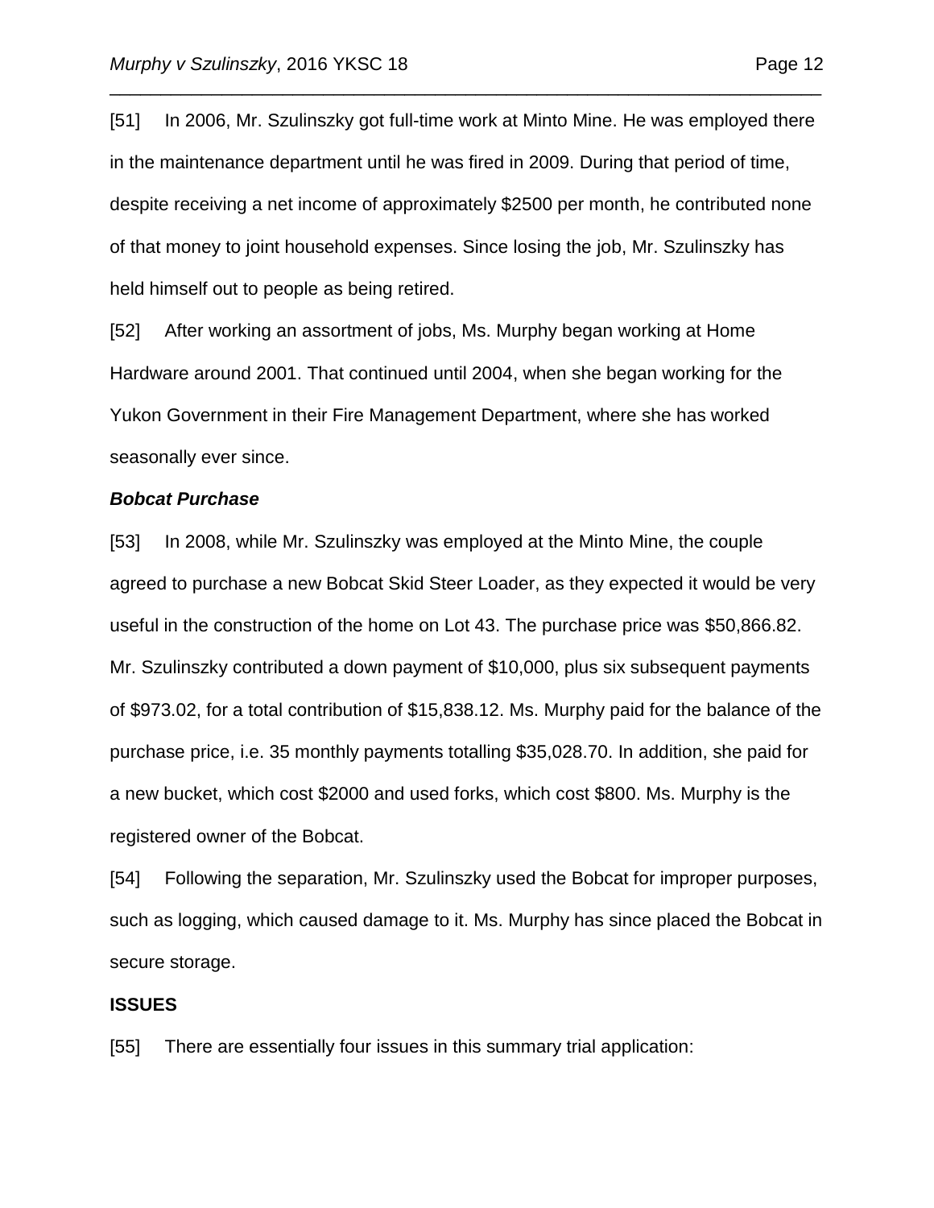[51] In 2006, Mr. Szulinszky got full-time work at Minto Mine. He was employed there in the maintenance department until he was fired in 2009. During that period of time, despite receiving a net income of approximately $2500 per month, he contributed none of that money to joint household expenses. Since losing the job, Mr. Szulinszky has held himself out to people as being retired.

[52] After working an assortment of jobs, Ms. Murphy began working at Home Hardware around 2001. That continued until 2004, when she began working for the Yukon Government in their Fire Management Department, where she has worked seasonally ever since.

***Bobcat Purchase***

[53] In 2008, while Mr. Szulinszky was employed at the Minto Mine, the couple agreed to purchase a new Bobcat Skid Steer Loader, as they expected it would be very useful in the construction of the home on Lot 43. The purchase price was $50,866.82. Mr. Szulinszky contributed a down payment of $10,000, plus six subsequent payments of $973.02, for a total contribution of $15,838.12. Ms. Murphy paid for the balance of the purchase price, i.e. 35 monthly payments totalling $35,028.70. In addition, she paid for a new bucket, which cost $2000 and used forks, which cost $800. Ms. Murphy is the registered owner of the Bobcat.

[54] Following the separation, Mr. Szulinszky used the Bobcat for improper purposes, such as logging, which caused damage to it. Ms. Murphy has since placed the Bobcat in secure storage.

**ISSUES**

[55] There are essentially four issues in this summary trial application: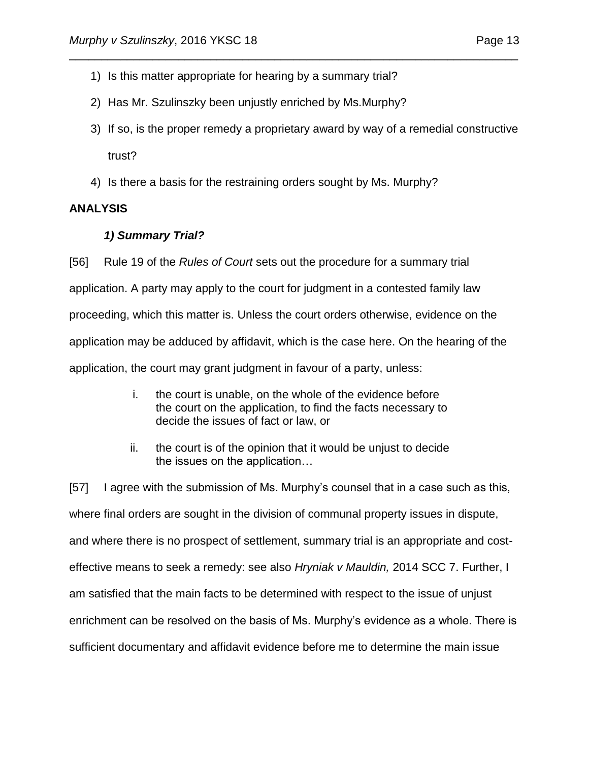1) Is this matter appropriate for hearing by a summary trial?
2) Has Mr. Szulinszky been unjustly enriched by Ms.Murphy?
3) If so, is the proper remedy a proprietary award by way of a remedial constructive trust?
4) Is there a basis for the restraining orders sought by Ms. Murphy?

## ANALYSIS

### *1) Summary Trial?*

[56] Rule 19 of the *Rules of Court* sets out the procedure for a summary trial application. A party may apply to the court for judgment in a contested family law proceeding, which this matter is. Unless the court orders otherwise, evidence on the application may be adduced by affidavit, which is the case here. On the hearing of the application, the court may grant judgment in favour of a party, unless:

> i. the court is unable, on the whole of the evidence before the court on the application, to find the facts necessary to decide the issues of fact or law, or
>
> ii. the court is of the opinion that it would be unjust to decide the issues on the application…

[57] I agree with the submission of Ms. Murphy's counsel that in a case such as this, where final orders are sought in the division of communal property issues in dispute, and where there is no prospect of settlement, summary trial is an appropriate and cost-effective means to seek a remedy: see also *Hryniak v Mauldin,* 2014 SCC 7. Further, I am satisfied that the main facts to be determined with respect to the issue of unjust enrichment can be resolved on the basis of Ms. Murphy's evidence as a whole. There is sufficient documentary and affidavit evidence before me to determine the main issue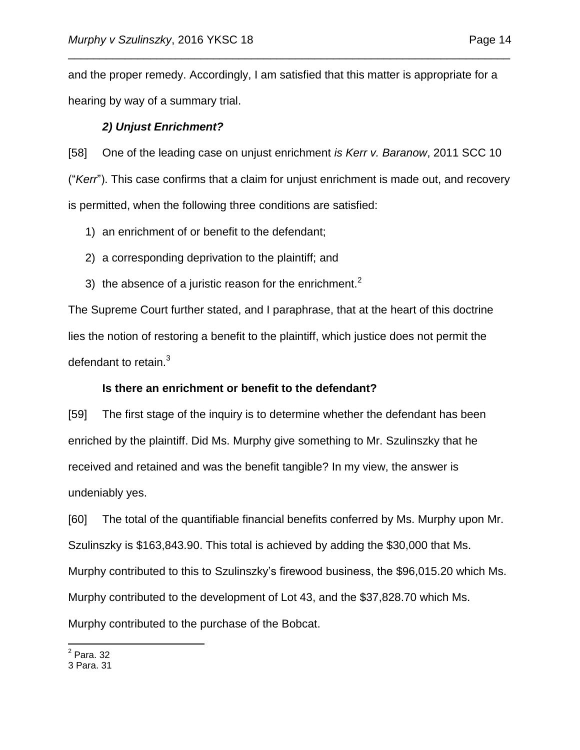and the proper remedy. Accordingly, I am satisfied that this matter is appropriate for a hearing by way of a summary trial.

### *2) Unjust Enrichment?*

[58] One of the leading case on unjust enrichment *is Kerr v. Baranow*, 2011 SCC 10 ("*Kerr*"). This case confirms that a claim for unjust enrichment is made out, and recovery is permitted, when the following three conditions are satisfied:

1) an enrichment of or benefit to the defendant;
2) a corresponding deprivation to the plaintiff; and
3) the absence of a juristic reason for the enrichment.[2]

The Supreme Court further stated, and I paraphrase, that at the heart of this doctrine lies the notion of restoring a benefit to the plaintiff, which justice does not permit the defendant to retain.[3]

#### Is there an enrichment or benefit to the defendant?

[59] The first stage of the inquiry is to determine whether the defendant has been enriched by the plaintiff. Did Ms. Murphy give something to Mr. Szulinszky that he received and retained and was the benefit tangible? In my view, the answer is undeniably yes.

[60] The total of the quantifiable financial benefits conferred by Ms. Murphy upon Mr. Szulinszky is $163,843.90. This total is achieved by adding the $30,000 that Ms. Murphy contributed to this to Szulinszky's firewood business, the $96,015.20 which Ms. Murphy contributed to the development of Lot 43, and the $37,828.70 which Ms. Murphy contributed to the purchase of the Bobcat.

---

[2] Para. 32

[3] Para. 31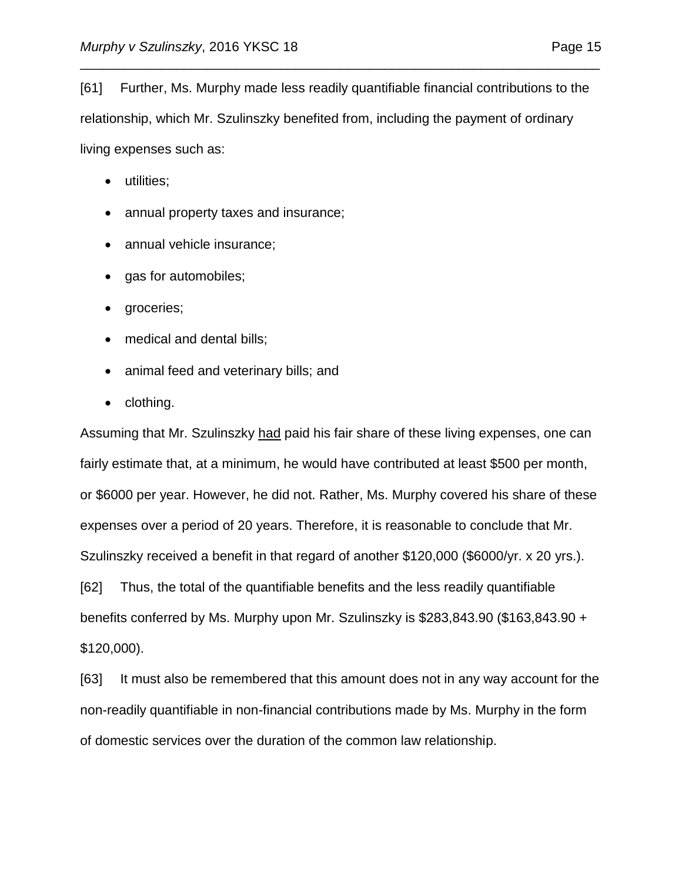[61] Further, Ms. Murphy made less readily quantifiable financial contributions to the relationship, which Mr. Szulinszky benefited from, including the payment of ordinary living expenses such as:

- utilities;
- annual property taxes and insurance;
- annual vehicle insurance;
- gas for automobiles;
- groceries;
- medical and dental bills;
- animal feed and veterinary bills; and
- clothing.

Assuming that Mr. Szulinszky <u>had</u> paid his fair share of these living expenses, one can fairly estimate that, at a minimum, he would have contributed at least $500 per month, or $6000 per year. However, he did not. Rather, Ms. Murphy covered his share of these expenses over a period of 20 years. Therefore, it is reasonable to conclude that Mr. Szulinszky received a benefit in that regard of another $120,000 ($6000/yr. x 20 yrs.).

[62] Thus, the total of the quantifiable benefits and the less readily quantifiable benefits conferred by Ms. Murphy upon Mr. Szulinszky is $283,843.90 ($163,843.90 + $120,000).

[63] It must also be remembered that this amount does not in any way account for the non-readily quantifiable in non-financial contributions made by Ms. Murphy in the form of domestic services over the duration of the common law relationship.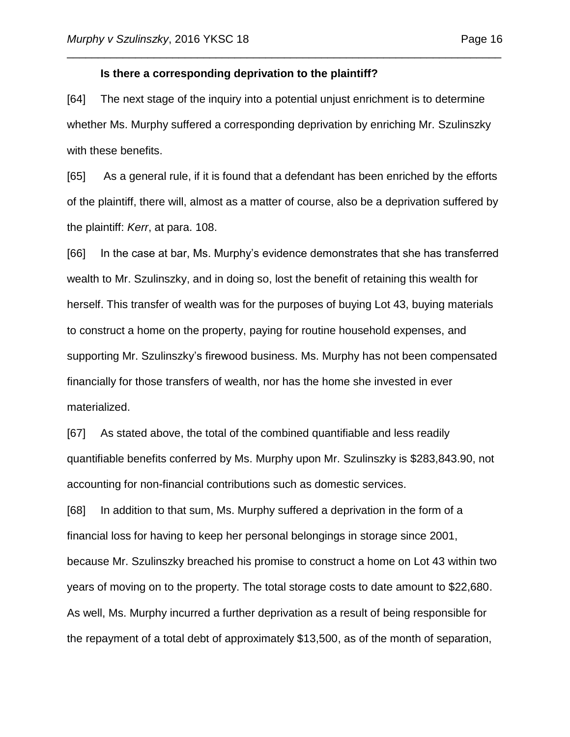**Is there a corresponding deprivation to the plaintiff?**

[64] The next stage of the inquiry into a potential unjust enrichment is to determine whether Ms. Murphy suffered a corresponding deprivation by enriching Mr. Szulinszky with these benefits.

[65] As a general rule, if it is found that a defendant has been enriched by the efforts of the plaintiff, there will, almost as a matter of course, also be a deprivation suffered by the plaintiff: *Kerr*, at para. 108.

[66] In the case at bar, Ms. Murphy's evidence demonstrates that she has transferred wealth to Mr. Szulinszky, and in doing so, lost the benefit of retaining this wealth for herself. This transfer of wealth was for the purposes of buying Lot 43, buying materials to construct a home on the property, paying for routine household expenses, and supporting Mr. Szulinszky's firewood business. Ms. Murphy has not been compensated financially for those transfers of wealth, nor has the home she invested in ever materialized.

[67] As stated above, the total of the combined quantifiable and less readily quantifiable benefits conferred by Ms. Murphy upon Mr. Szulinszky is $283,843.90, not accounting for non-financial contributions such as domestic services.

[68] In addition to that sum, Ms. Murphy suffered a deprivation in the form of a financial loss for having to keep her personal belongings in storage since 2001, because Mr. Szulinszky breached his promise to construct a home on Lot 43 within two years of moving on to the property. The total storage costs to date amount to $22,680. As well, Ms. Murphy incurred a further deprivation as a result of being responsible for the repayment of a total debt of approximately $13,500, as of the month of separation,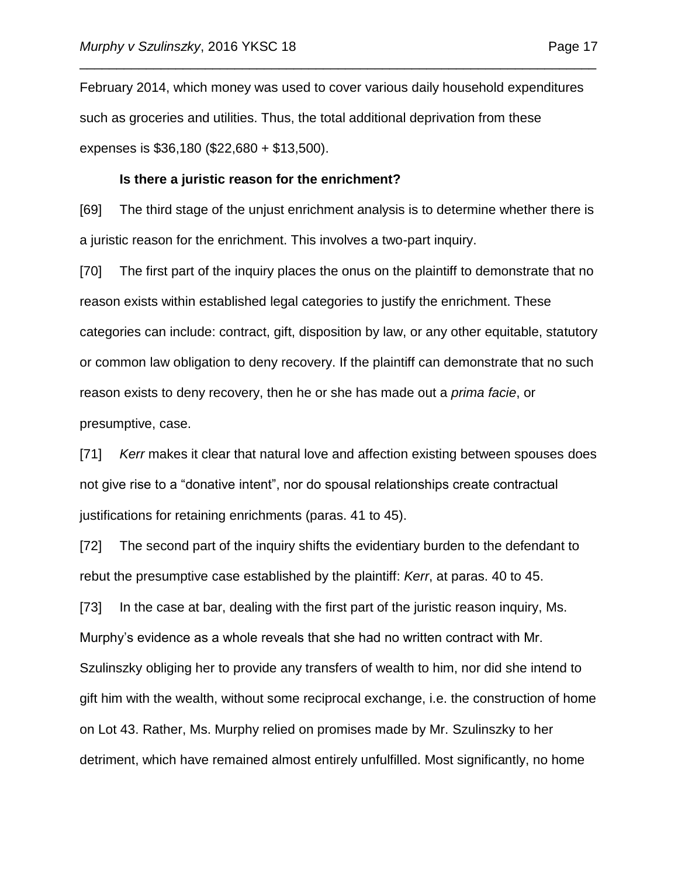February 2014, which money was used to cover various daily household expenditures such as groceries and utilities. Thus, the total additional deprivation from these expenses is $36,180 ($22,680 + $13,500).

**Is there a juristic reason for the enrichment?**

[69] The third stage of the unjust enrichment analysis is to determine whether there is a juristic reason for the enrichment. This involves a two-part inquiry.

[70] The first part of the inquiry places the onus on the plaintiff to demonstrate that no reason exists within established legal categories to justify the enrichment. These categories can include: contract, gift, disposition by law, or any other equitable, statutory or common law obligation to deny recovery. If the plaintiff can demonstrate that no such reason exists to deny recovery, then he or she has made out a *prima facie*, or presumptive, case.

[71] *Kerr* makes it clear that natural love and affection existing between spouses does not give rise to a "donative intent", nor do spousal relationships create contractual justifications for retaining enrichments (paras. 41 to 45).

[72] The second part of the inquiry shifts the evidentiary burden to the defendant to rebut the presumptive case established by the plaintiff: *Kerr*, at paras. 40 to 45.

[73] In the case at bar, dealing with the first part of the juristic reason inquiry, Ms. Murphy's evidence as a whole reveals that she had no written contract with Mr. Szulinszky obliging her to provide any transfers of wealth to him, nor did she intend to gift him with the wealth, without some reciprocal exchange, i.e. the construction of home on Lot 43. Rather, Ms. Murphy relied on promises made by Mr. Szulinszky to her detriment, which have remained almost entirely unfulfilled. Most significantly, no home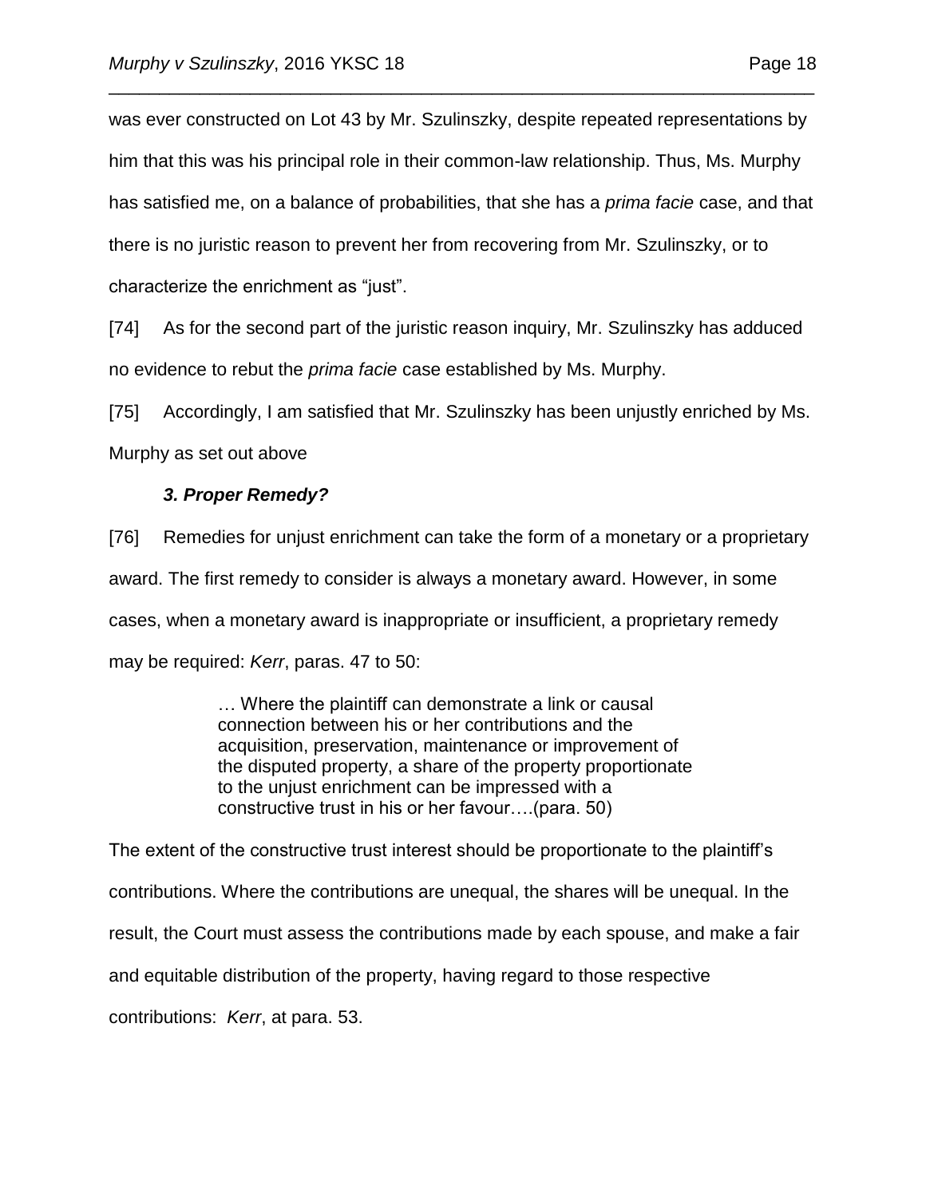was ever constructed on Lot 43 by Mr. Szulinszky, despite repeated representations by him that this was his principal role in their common-law relationship. Thus, Ms. Murphy has satisfied me, on a balance of probabilities, that she has a *prima facie* case, and that there is no juristic reason to prevent her from recovering from Mr. Szulinszky, or to characterize the enrichment as "just".

[74] As for the second part of the juristic reason inquiry, Mr. Szulinszky has adduced no evidence to rebut the *prima facie* case established by Ms. Murphy.

[75] Accordingly, I am satisfied that Mr. Szulinszky has been unjustly enriched by Ms. Murphy as set out above

### *3. Proper Remedy?*

[76] Remedies for unjust enrichment can take the form of a monetary or a proprietary award. The first remedy to consider is always a monetary award. However, in some cases, when a monetary award is inappropriate or insufficient, a proprietary remedy may be required: *Kerr*, paras. 47 to 50:

> … Where the plaintiff can demonstrate a link or causal connection between his or her contributions and the acquisition, preservation, maintenance or improvement of the disputed property, a share of the property proportionate to the unjust enrichment can be impressed with a constructive trust in his or her favour….(para. 50)

The extent of the constructive trust interest should be proportionate to the plaintiff's contributions. Where the contributions are unequal, the shares will be unequal. In the result, the Court must assess the contributions made by each spouse, and make a fair and equitable distribution of the property, having regard to those respective contributions: *Kerr*, at para. 53.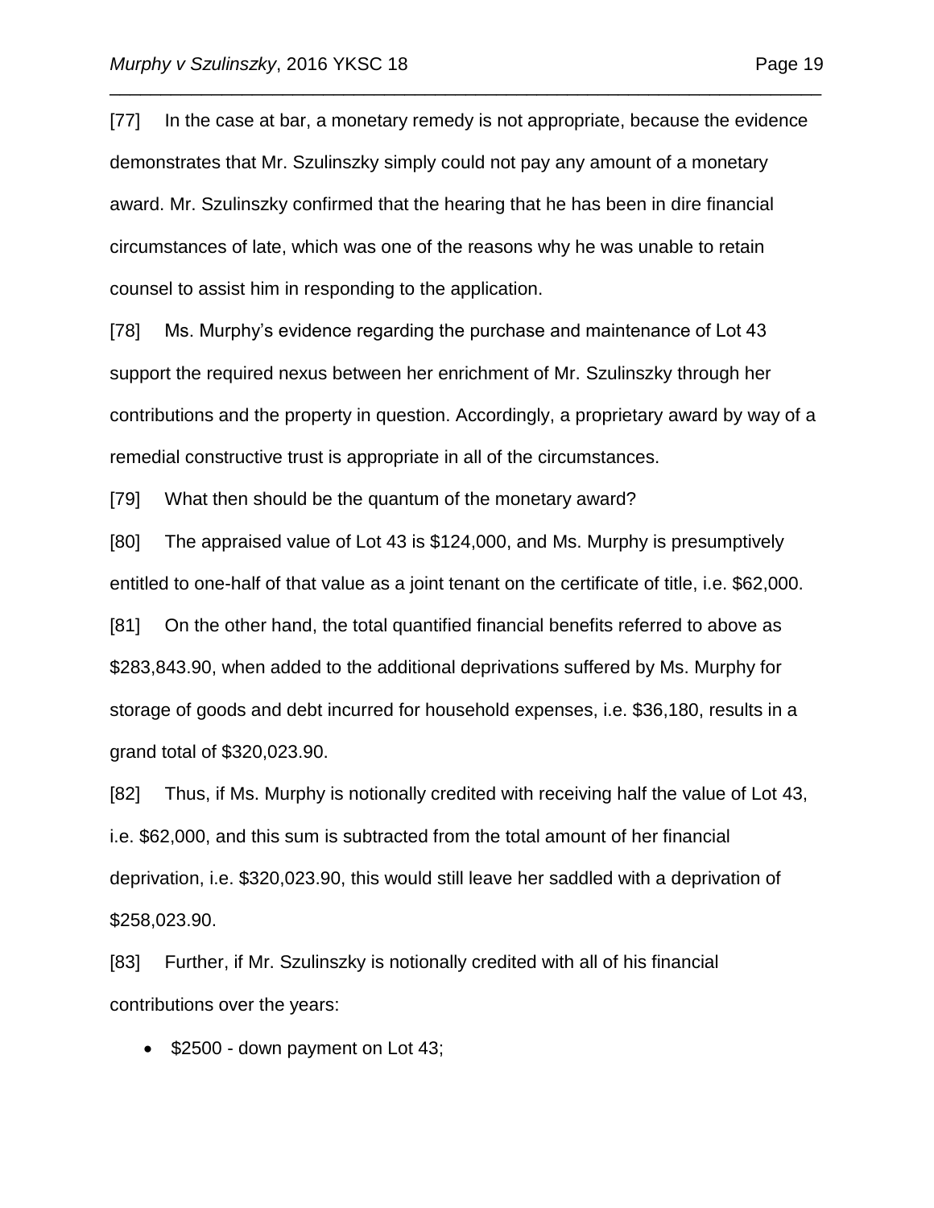[77] In the case at bar, a monetary remedy is not appropriate, because the evidence demonstrates that Mr. Szulinszky simply could not pay any amount of a monetary award. Mr. Szulinszky confirmed that the hearing that he has been in dire financial circumstances of late, which was one of the reasons why he was unable to retain counsel to assist him in responding to the application.

[78] Ms. Murphy's evidence regarding the purchase and maintenance of Lot 43 support the required nexus between her enrichment of Mr. Szulinszky through her contributions and the property in question. Accordingly, a proprietary award by way of a remedial constructive trust is appropriate in all of the circumstances.

[79] What then should be the quantum of the monetary award?

[80] The appraised value of Lot 43 is $124,000, and Ms. Murphy is presumptively entitled to one-half of that value as a joint tenant on the certificate of title, i.e. $62,000.

[81] On the other hand, the total quantified financial benefits referred to above as $283,843.90, when added to the additional deprivations suffered by Ms. Murphy for storage of goods and debt incurred for household expenses, i.e. $36,180, results in a grand total of $320,023.90.

[82] Thus, if Ms. Murphy is notionally credited with receiving half the value of Lot 43, i.e. $62,000, and this sum is subtracted from the total amount of her financial deprivation, i.e. $320,023.90, this would still leave her saddled with a deprivation of $258,023.90.

[83] Further, if Mr. Szulinszky is notionally credited with all of his financial contributions over the years:

- $2500 - down payment on Lot 43;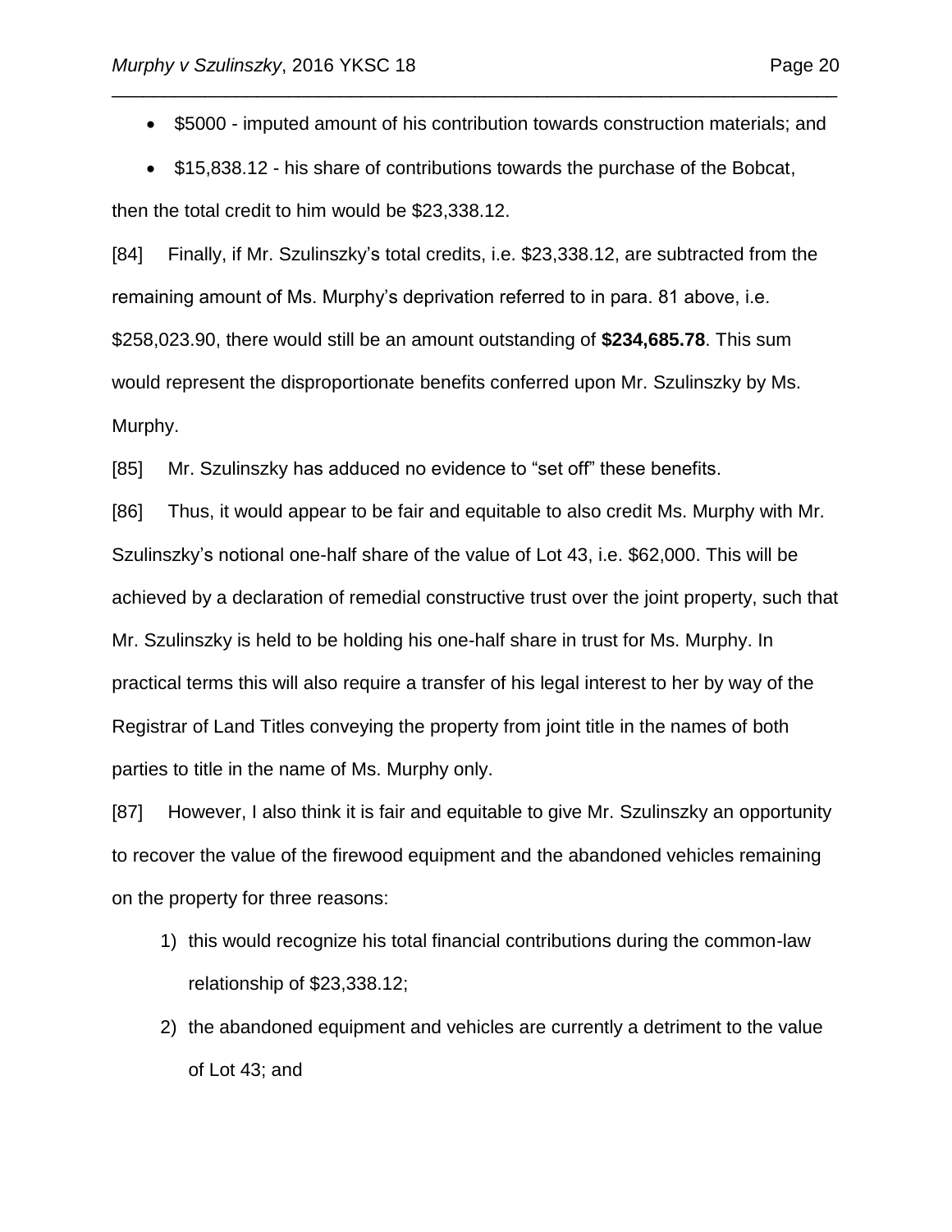- $5000 - imputed amount of his contribution towards construction materials; and
- $15,838.12 - his share of contributions towards the purchase of the Bobcat,

then the total credit to him would be $23,338.12.

[84] Finally, if Mr. Szulinszky's total credits, i.e. $23,338.12, are subtracted from the remaining amount of Ms. Murphy's deprivation referred to in para. 81 above, i.e. $258,023.90, there would still be an amount outstanding of **$234,685.78**. This sum would represent the disproportionate benefits conferred upon Mr. Szulinszky by Ms. Murphy.

[85] Mr. Szulinszky has adduced no evidence to "set off" these benefits.

[86] Thus, it would appear to be fair and equitable to also credit Ms. Murphy with Mr. Szulinszky's notional one-half share of the value of Lot 43, i.e. $62,000. This will be achieved by a declaration of remedial constructive trust over the joint property, such that Mr. Szulinszky is held to be holding his one-half share in trust for Ms. Murphy. In practical terms this will also require a transfer of his legal interest to her by way of the Registrar of Land Titles conveying the property from joint title in the names of both parties to title in the name of Ms. Murphy only.

[87] However, I also think it is fair and equitable to give Mr. Szulinszky an opportunity to recover the value of the firewood equipment and the abandoned vehicles remaining on the property for three reasons:

1) this would recognize his total financial contributions during the common-law relationship of $23,338.12;
2) the abandoned equipment and vehicles are currently a detriment to the value of Lot 43; and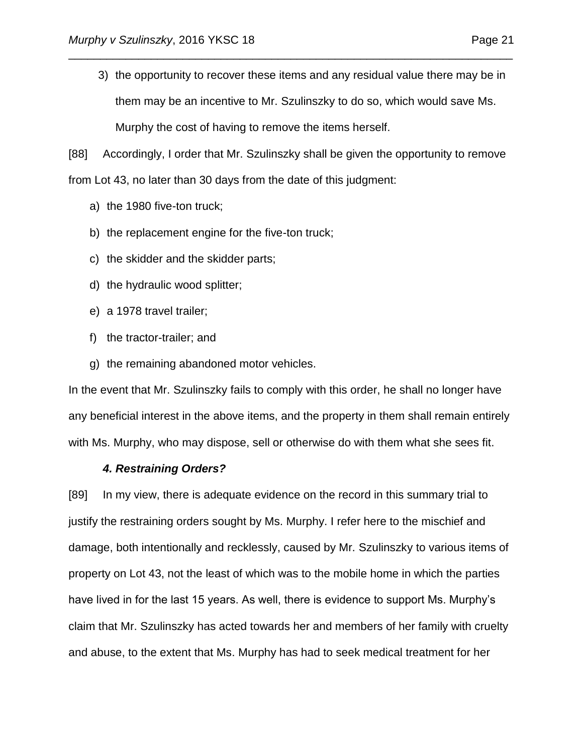3) the opportunity to recover these items and any residual value there may be in them may be an incentive to Mr. Szulinszky to do so, which would save Ms. Murphy the cost of having to remove the items herself.

[88] Accordingly, I order that Mr. Szulinszky shall be given the opportunity to remove from Lot 43, no later than 30 days from the date of this judgment:

a) the 1980 five-ton truck;
b) the replacement engine for the five-ton truck;
c) the skidder and the skidder parts;
d) the hydraulic wood splitter;
e) a 1978 travel trailer;
f) the tractor-trailer; and
g) the remaining abandoned motor vehicles.

In the event that Mr. Szulinszky fails to comply with this order, he shall no longer have any beneficial interest in the above items, and the property in them shall remain entirely with Ms. Murphy, who may dispose, sell or otherwise do with them what she sees fit.

### *4. Restraining Orders?*

[89] In my view, there is adequate evidence on the record in this summary trial to justify the restraining orders sought by Ms. Murphy. I refer here to the mischief and damage, both intentionally and recklessly, caused by Mr. Szulinszky to various items of property on Lot 43, not the least of which was to the mobile home in which the parties have lived in for the last 15 years. As well, there is evidence to support Ms. Murphy's claim that Mr. Szulinszky has acted towards her and members of her family with cruelty and abuse, to the extent that Ms. Murphy has had to seek medical treatment for her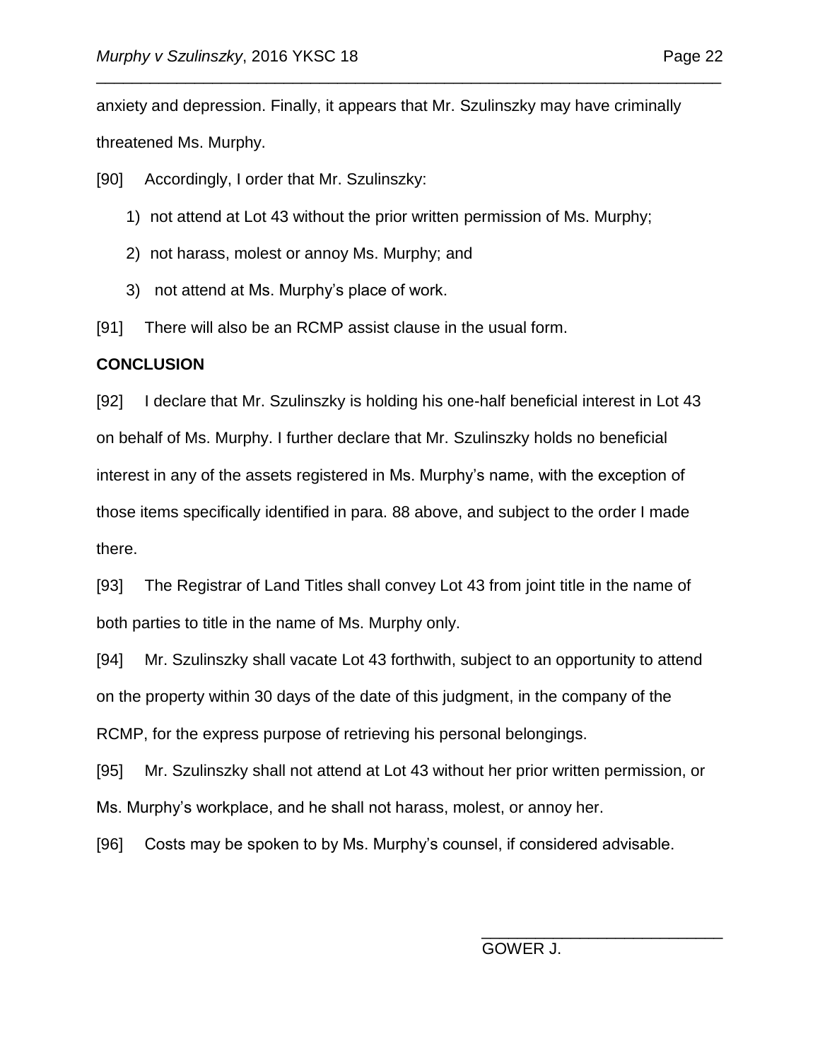anxiety and depression. Finally, it appears that Mr. Szulinszky may have criminally threatened Ms. Murphy.

[90] Accordingly, I order that Mr. Szulinszky:

1) not attend at Lot 43 without the prior written permission of Ms. Murphy;
2) not harass, molest or annoy Ms. Murphy; and
3) not attend at Ms. Murphy's place of work.

[91] There will also be an RCMP assist clause in the usual form.

**CONCLUSION**

[92] I declare that Mr. Szulinszky is holding his one-half beneficial interest in Lot 43 on behalf of Ms. Murphy. I further declare that Mr. Szulinszky holds no beneficial interest in any of the assets registered in Ms. Murphy's name, with the exception of those items specifically identified in para. 88 above, and subject to the order I made there.

[93] The Registrar of Land Titles shall convey Lot 43 from joint title in the name of both parties to title in the name of Ms. Murphy only.

[94] Mr. Szulinszky shall vacate Lot 43 forthwith, subject to an opportunity to attend on the property within 30 days of the date of this judgment, in the company of the RCMP, for the express purpose of retrieving his personal belongings.

[95] Mr. Szulinszky shall not attend at Lot 43 without her prior written permission, or Ms. Murphy's workplace, and he shall not harass, molest, or annoy her.

[96] Costs may be spoken to by Ms. Murphy's counsel, if considered advisable.

\_\_\_\_\_\_\_\_\_\_\_\_\_\_\_\_\_\_\_\_\_\_\_\_\_\_\_\_

GOWER J.